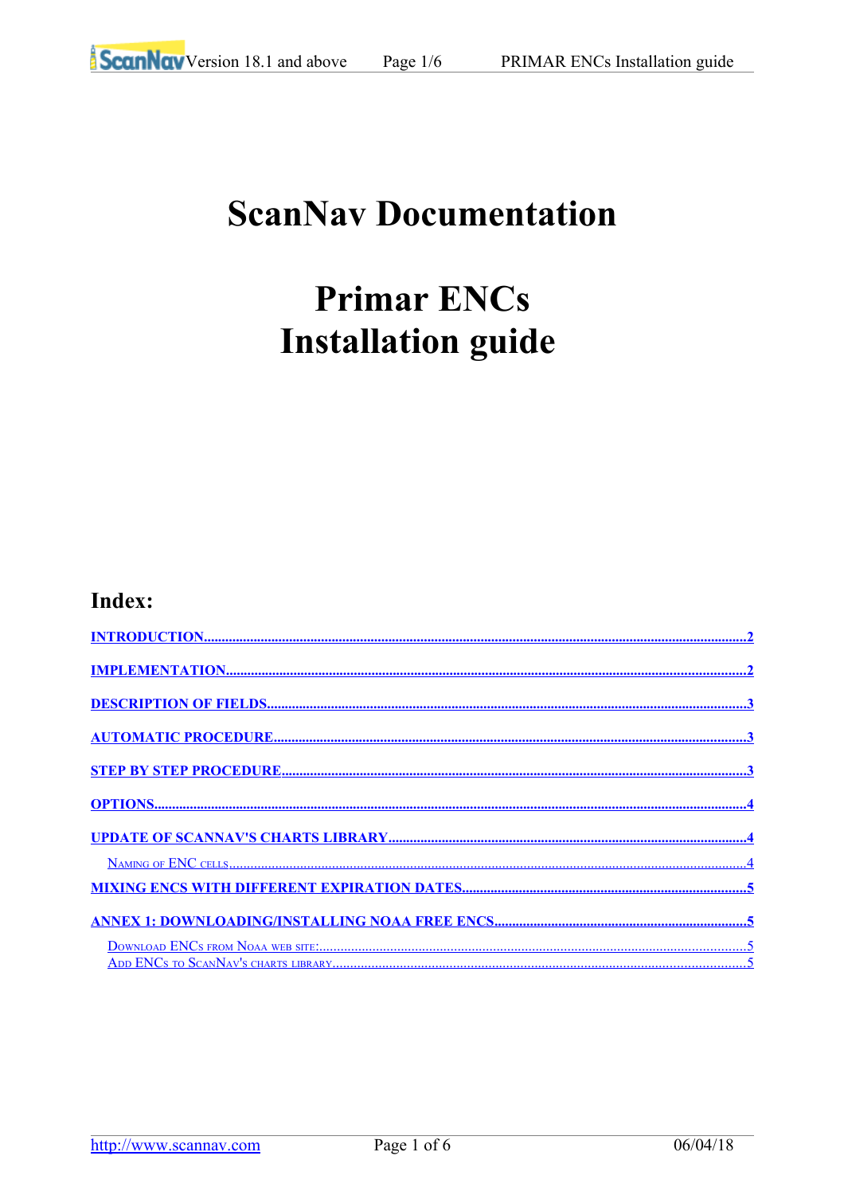# ScanNav Documentation

# Primar ENCs
# Installation guide

## Index:

INTRODUCTION.....2

IMPLEMENTATION.....2

DESCRIPTION OF FIELDS.....3

AUTOMATIC PROCEDURE.....3

STEP BY STEP PROCEDURE.....3

OPTIONS.....4

UPDATE OF SCANNAV'S CHARTS LIBRARY.....4

- Naming of ENC cells.....4

MIXING ENCS WITH DIFFERENT EXPIRATION DATES.....5

ANNEX 1: DOWNLOADING/INSTALLING NOAA FREE ENCS.....5

- Download ENCs from Noaa web site:.....5
- Add ENCs to ScanNav's charts library.....5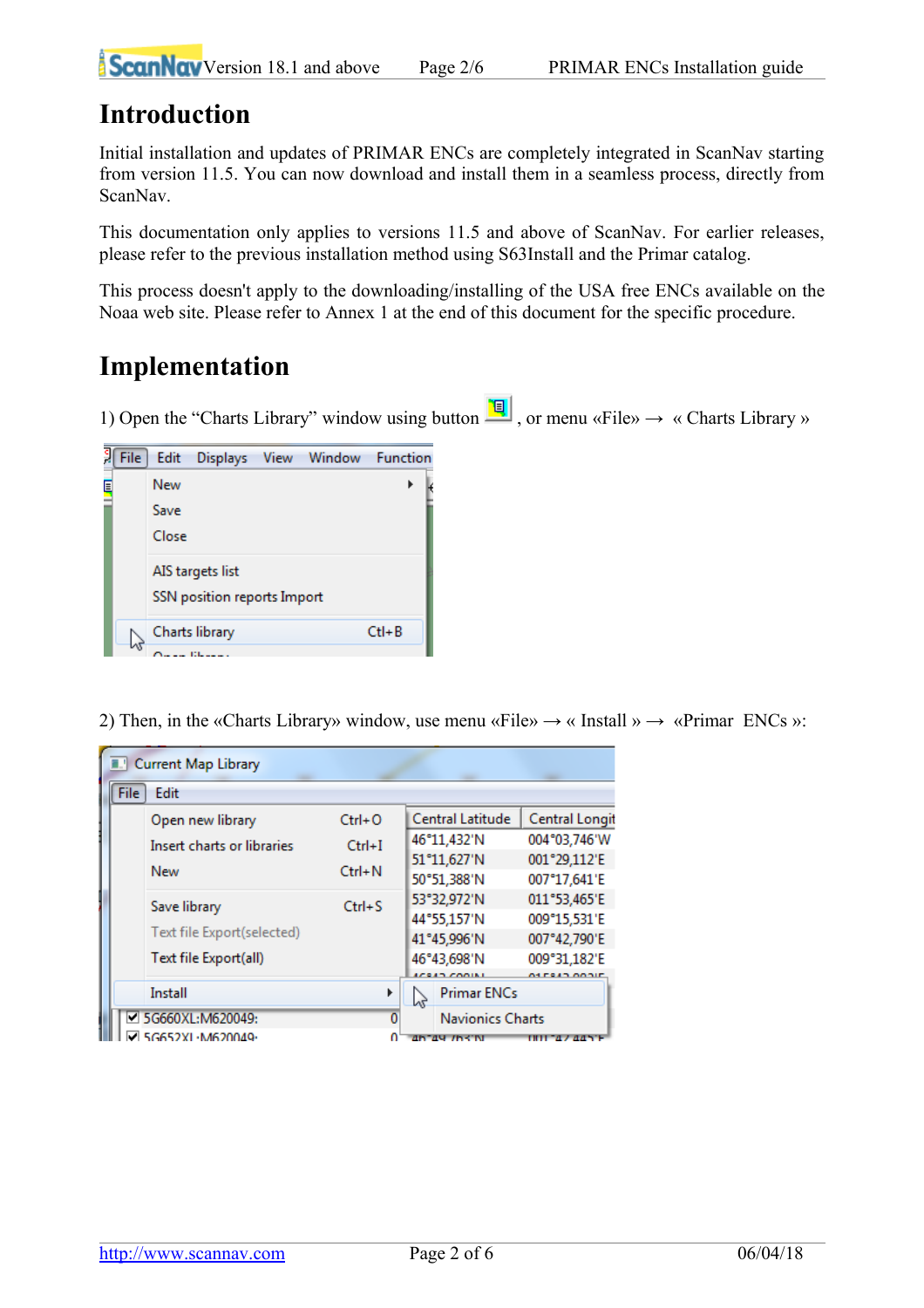# Introduction

Initial installation and updates of PRIMAR ENCs are completely integrated in ScanNav starting from version 11.5. You can now download and install them in a seamless process, directly from ScanNav.

This documentation only applies to versions 11.5 and above of ScanNav. For earlier releases, please refer to the previous installation method using S63Install and the Primar catalog.

This process doesn't apply to the downloading/installing of the USA free ENCs available on the Noaa web site. Please refer to Annex 1 at the end of this document for the specific procedure.

# Implementation

1) Open the “Charts Library” window using button , or menu «File» → « Charts Library »

2) Then, in the «Charts Library» window, use menu «File» → « Install » → «Primar ENCs »: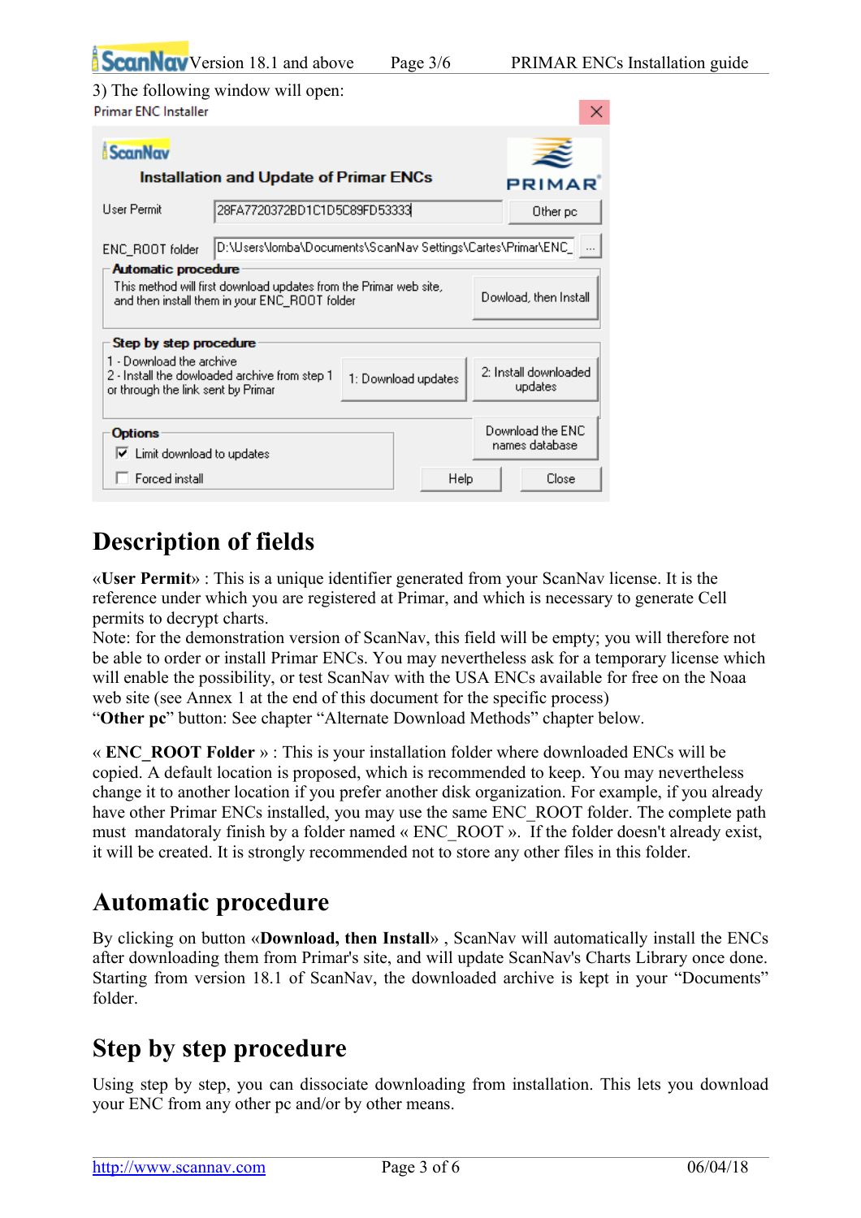3) The following window will open:

Primar ENC Installer

ScanNav

Installation and Update of Primar ENCs

PRIMAR

User Permit 28FA7720372BD1C1D5C89FD53333 Other pc

ENC_ROOT folder D:\Users\lomba\Documents\ScanNav Settings\Cartes\Primar\ENC_ ...

**Automatic procedure**

This method will first download updates from the Primar web site, and then install them in your ENC_ROOT folder

Dowload, then Install

**Step by step procedure**

1 - Download the archive
2 - Install the downloaded archive from step 1 or through the link sent by Primar

1: Download updates

2: Install downloaded updates

**Options**

☑ Limit download to updates

☐ Forced install

Download the ENC names database

Help

Close

# Description of fields

«**User Permit**» : This is a unique identifier generated from your ScanNav license. It is the reference under which you are registered at Primar, and which is necessary to generate Cell permits to decrypt charts.
Note: for the demonstration version of ScanNav, this field will be empty; you will therefore not be able to order or install Primar ENCs. You may nevertheless ask for a temporary license which will enable the possibility, or test ScanNav with the USA ENCs available for free on the Noaa web site (see Annex 1 at the end of this document for the specific process)
"**Other pc**" button: See chapter "Alternate Download Methods" chapter below.

« **ENC_ROOT Folder** » : This is your installation folder where downloaded ENCs will be copied. A default location is proposed, which is recommended to keep. You may nevertheless change it to another location if you prefer another disk organization. For example, if you already have other Primar ENCs installed, you may use the same ENC_ROOT folder. The complete path must mandatoraly finish by a folder named « ENC_ROOT ». If the folder doesn't already exist, it will be created. It is strongly recommended not to store any other files in this folder.

# Automatic procedure

By clicking on button «**Download, then Install**» , ScanNav will automatically install the ENCs after downloading them from Primar's site, and will update ScanNav's Charts Library once done. Starting from version 18.1 of ScanNav, the downloaded archive is kept in your "Documents" folder.

# Step by step procedure

Using step by step, you can dissociate downloading from installation. This lets you download your ENC from any other pc and/or by other means.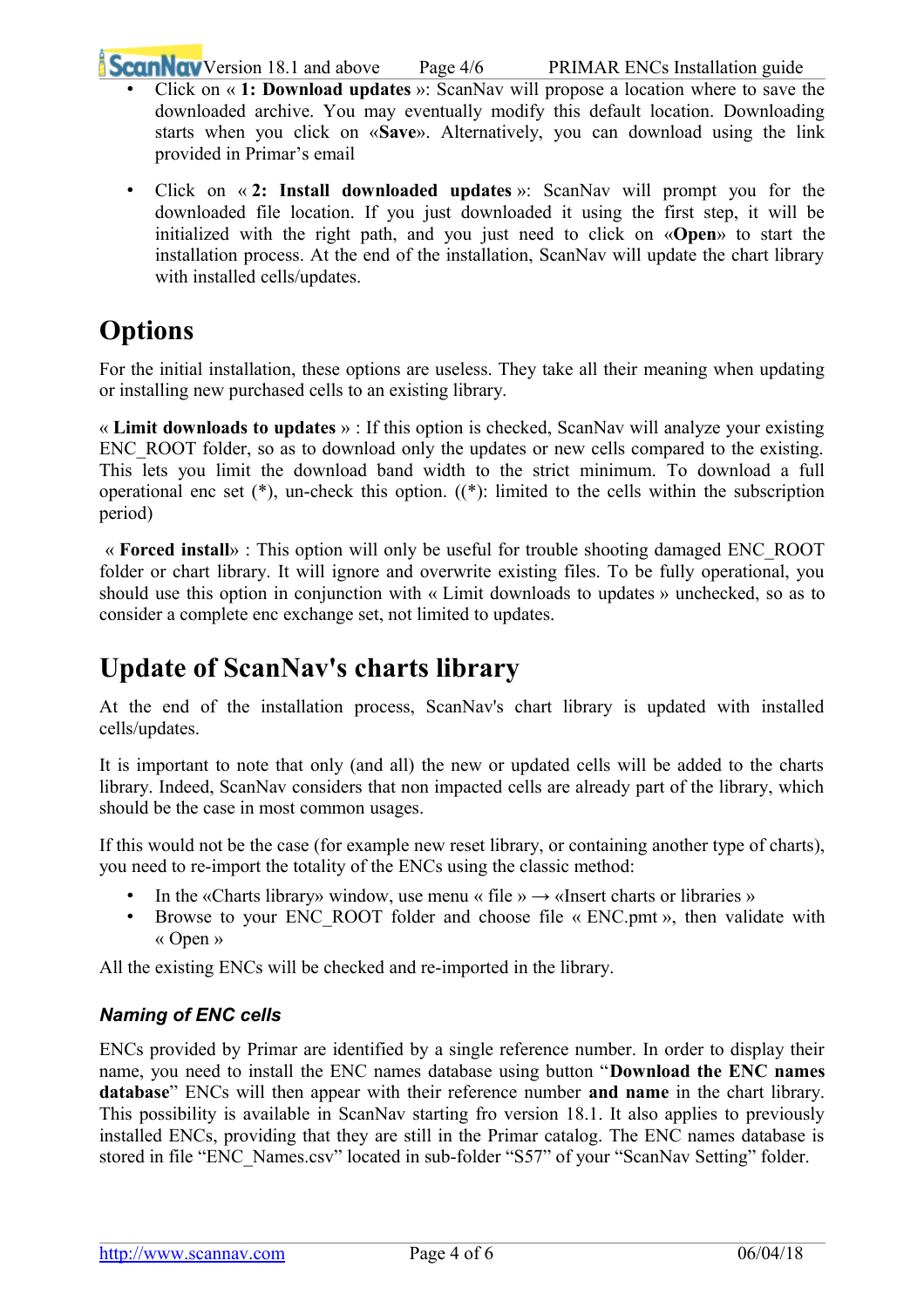- Click on « **1: Download updates** »: ScanNav will propose a location where to save the downloaded archive. You may eventually modify this default location. Downloading starts when you click on «**Save**». Alternatively, you can download using the link provided in Primar's email

- Click on « **2: Install downloaded updates** »: ScanNav will prompt you for the downloaded file location. If you just downloaded it using the first step, it will be initialized with the right path, and you just need to click on «**Open**» to start the installation process. At the end of the installation, ScanNav will update the chart library with installed cells/updates.

# Options

For the initial installation, these options are useless. They take all their meaning when updating or installing new purchased cells to an existing library.

« **Limit downloads to updates** » : If this option is checked, ScanNav will analyze your existing ENC_ROOT folder, so as to download only the updates or new cells compared to the existing. This lets you limit the download band width to the strict minimum. To download a full operational enc set (*), un-check this option. ((*): limited to the cells within the subscription period)

« **Forced install**» : This option will only be useful for trouble shooting damaged ENC_ROOT folder or chart library. It will ignore and overwrite existing files. To be fully operational, you should use this option in conjunction with « Limit downloads to updates » unchecked, so as to consider a complete enc exchange set, not limited to updates.

# Update of ScanNav's charts library

At the end of the installation process, ScanNav's chart library is updated with installed cells/updates.

It is important to note that only (and all) the new or updated cells will be added to the charts library. Indeed, ScanNav considers that non impacted cells are already part of the library, which should be the case in most common usages.

If this would not be the case (for example new reset library, or containing another type of charts), you need to re-import the totality of the ENCs using the classic method:

- In the «Charts library» window, use menu « file » → «Insert charts or libraries »
- Browse to your ENC_ROOT folder and choose file « ENC.pmt », then validate with « Open »

All the existing ENCs will be checked and re-imported in the library.

### *Naming of ENC cells*

ENCs provided by Primar are identified by a single reference number. In order to display their name, you need to install the ENC names database using button "**Download the ENC names database**" ENCs will then appear with their reference number **and name** in the chart library. This possibility is available in ScanNav starting fro version 18.1. It also applies to previously installed ENCs, providing that they are still in the Primar catalog. The ENC names database is stored in file "ENC_Names.csv" located in sub-folder "S57" of your "ScanNav Setting" folder.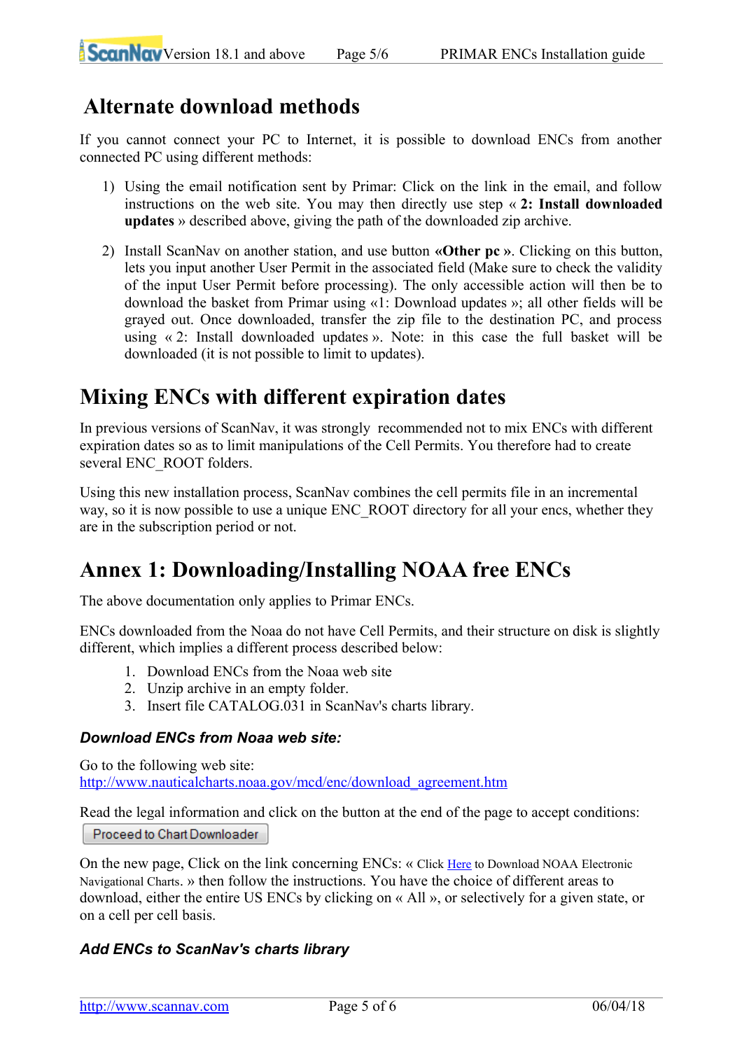# Alternate download methods

If you cannot connect your PC to Internet, it is possible to download ENCs from another connected PC using different methods:

1) Using the email notification sent by Primar: Click on the link in the email, and follow instructions on the web site. You may then directly use step « **2: Install downloaded updates** » described above, giving the path of the downloaded zip archive.

2) Install ScanNav on another station, and use button **«Other pc »**. Clicking on this button, lets you input another User Permit in the associated field (Make sure to check the validity of the input User Permit before processing). The only accessible action will then be to download the basket from Primar using «1: Download updates »; all other fields will be grayed out. Once downloaded, transfer the zip file to the destination PC, and process using « 2: Install downloaded updates ». Note: in this case the full basket will be downloaded (it is not possible to limit to updates).

# Mixing ENCs with different expiration dates

In previous versions of ScanNav, it was strongly recommended not to mix ENCs with different expiration dates so as to limit manipulations of the Cell Permits. You therefore had to create several ENC_ROOT folders.

Using this new installation process, ScanNav combines the cell permits file in an incremental way, so it is now possible to use a unique ENC_ROOT directory for all your encs, whether they are in the subscription period or not.

# Annex 1: Downloading/Installing NOAA free ENCs

The above documentation only applies to Primar ENCs.

ENCs downloaded from the Noaa do not have Cell Permits, and their structure on disk is slightly different, which implies a different process described below:

1. Download ENCs from the Noaa web site
2. Unzip archive in an empty folder.
3. Insert file CATALOG.031 in ScanNav's charts library.

### *Download ENCs from Noaa web site:*

Go to the following web site:
http://www.nauticalcharts.noaa.gov/mcd/enc/download_agreement.htm

Read the legal information and click on the button at the end of the page to accept conditions:
Proceed to Chart Downloader

On the new page, Click on the link concerning ENCs: « Click Here to Download NOAA Electronic Navigational Charts. » then follow the instructions. You have the choice of different areas to download, either the entire US ENCs by clicking on « All », or selectively for a given state, or on a cell per cell basis.

### *Add ENCs to ScanNav's charts library*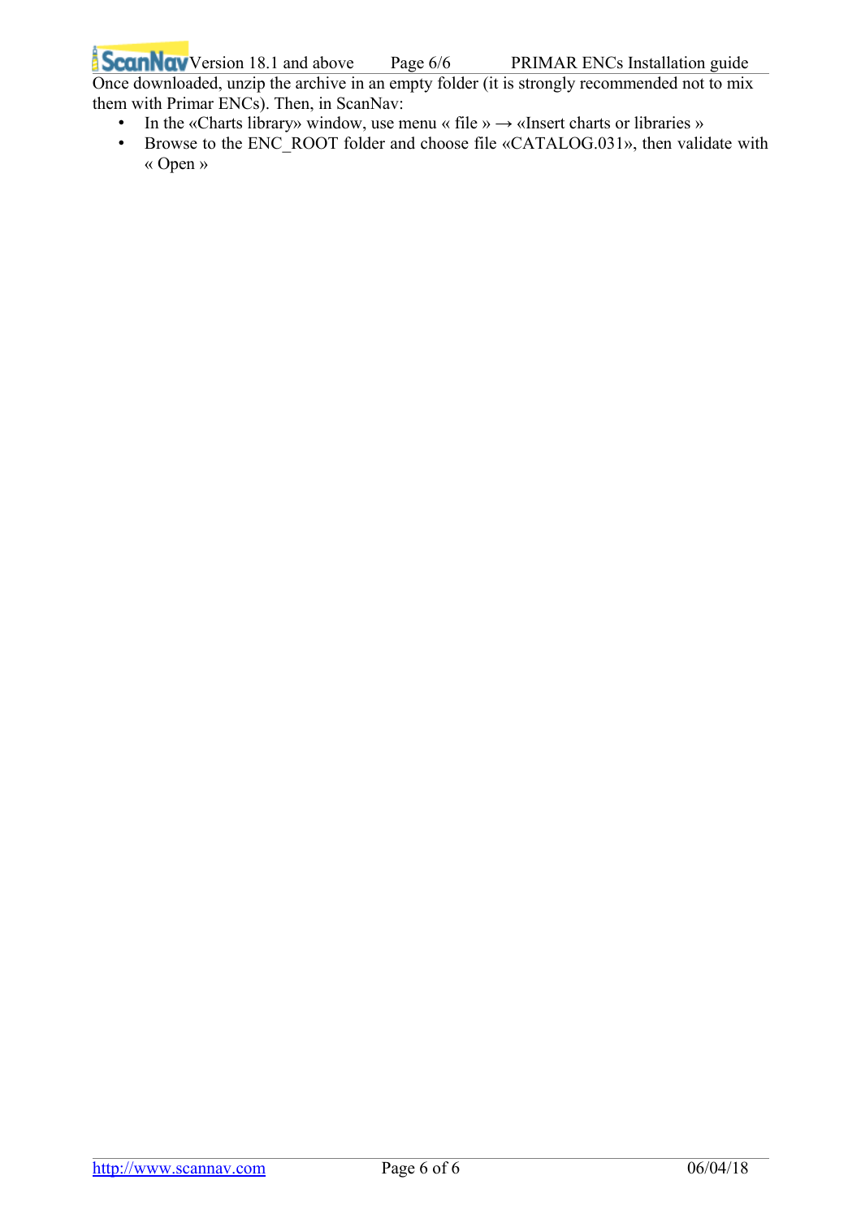Once downloaded, unzip the archive in an empty folder (it is strongly recommended not to mix them with Primar ENCs). Then, in ScanNav:

- In the «Charts library» window, use menu « file » → «Insert charts or libraries »
- Browse to the ENC_ROOT folder and choose file «CATALOG.031», then validate with « Open »